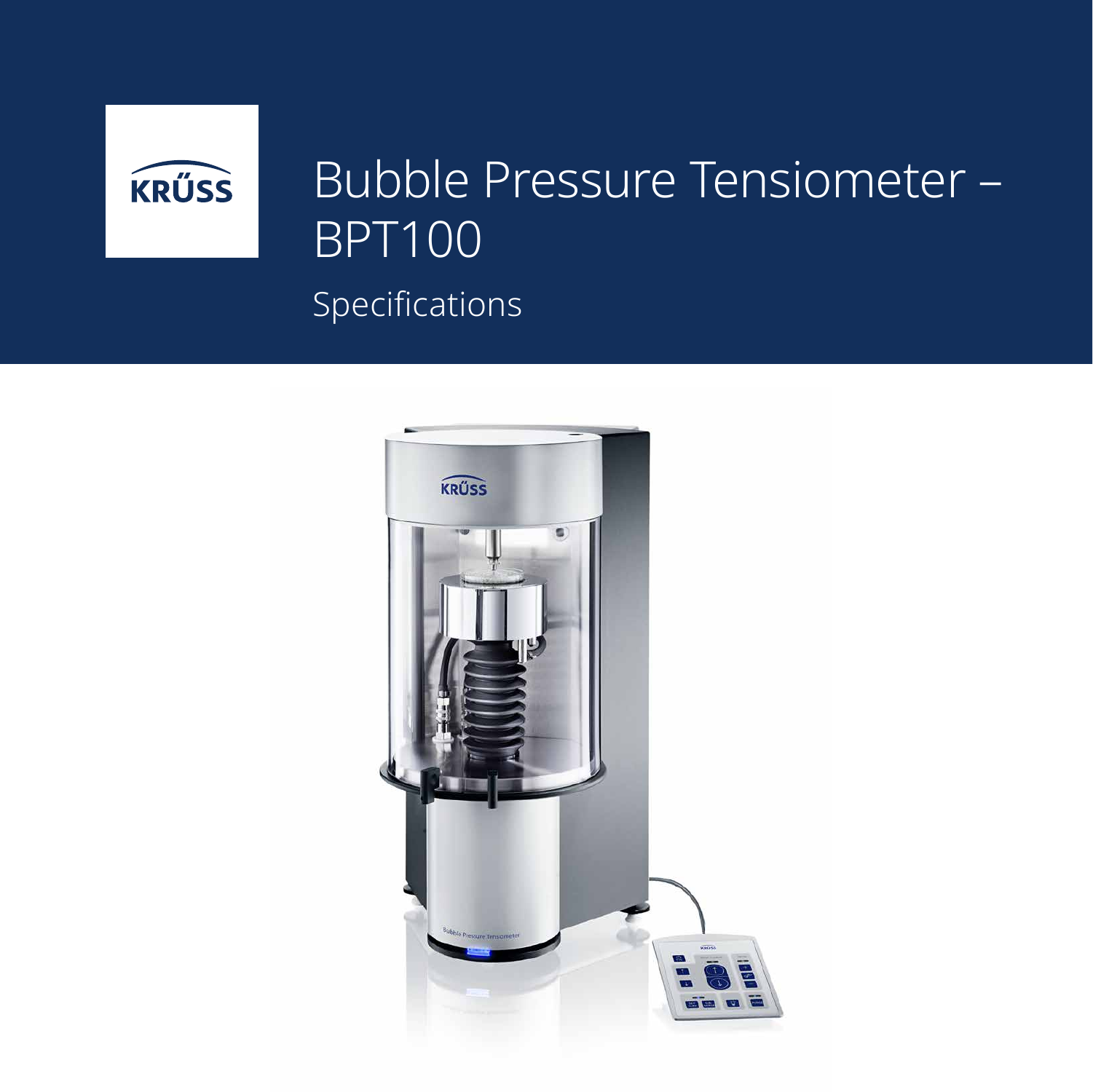KRÜSS

# Bubble Pressure Tensiometer – BPT100

## Specifications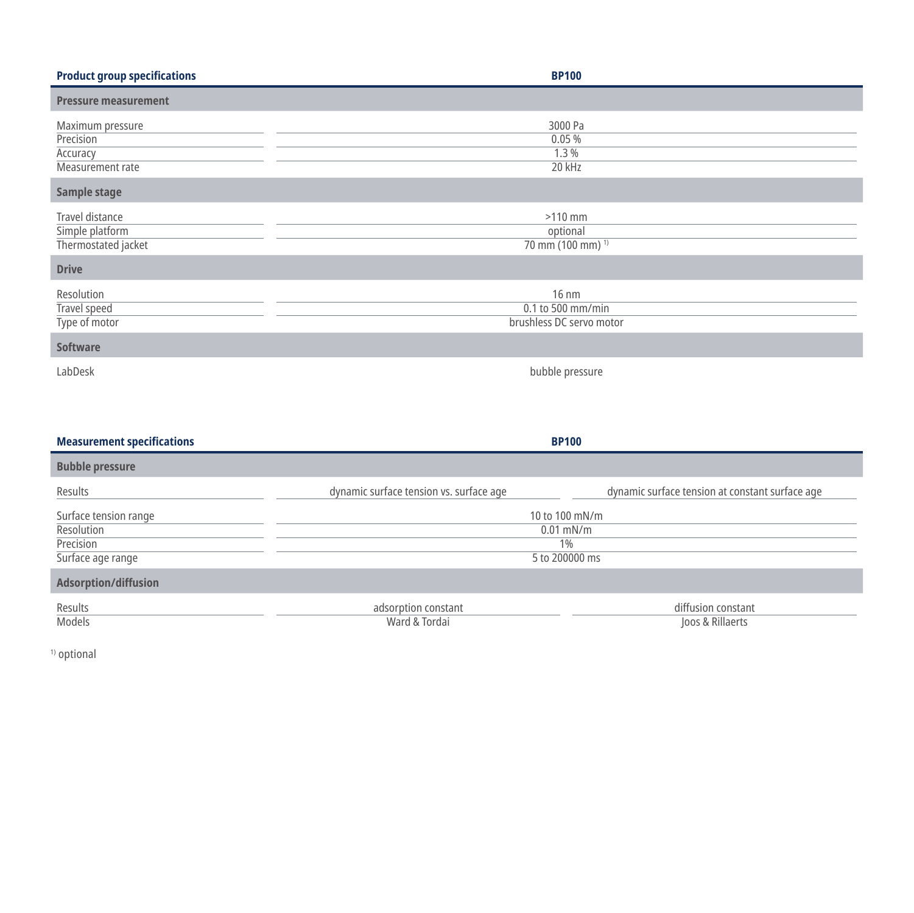| Product group specifications | BP100 |
|---|---|
| **Pressure measurement** | |
| Maximum pressure | 3000 Pa |
| Precision | 0.05 % |
| Accuracy | 1.3 % |
| Measurement rate | 20 kHz |
| **Sample stage** | |
| Travel distance | >110 mm |
| Simple platform | optional |
| Thermostated jacket | 70 mm (100 mm) [1] |
| **Drive** | |
| Resolution | 16 nm |
| Travel speed | 0.1 to 500 mm/min |
| Type of motor | brushless DC servo motor |
| **Software** | |
| LabDesk | bubble pressure |

| Measurement specifications | BP100 | |
|---|---|---|
| **Bubble pressure** | | |
| Results | dynamic surface tension vs. surface age | dynamic surface tension at constant surface age |
| Surface tension range | 10 to 100 mN/m | |
| Resolution | 0.01 mN/m | |
| Precision | 1% | |
| Surface age range | 5 to 200000 ms | |
| **Adsorption/diffusion** | | |
| Results | adsorption constant | diffusion constant |
| Models | Ward & Tordai | Joos & Rillaerts |

[1] optional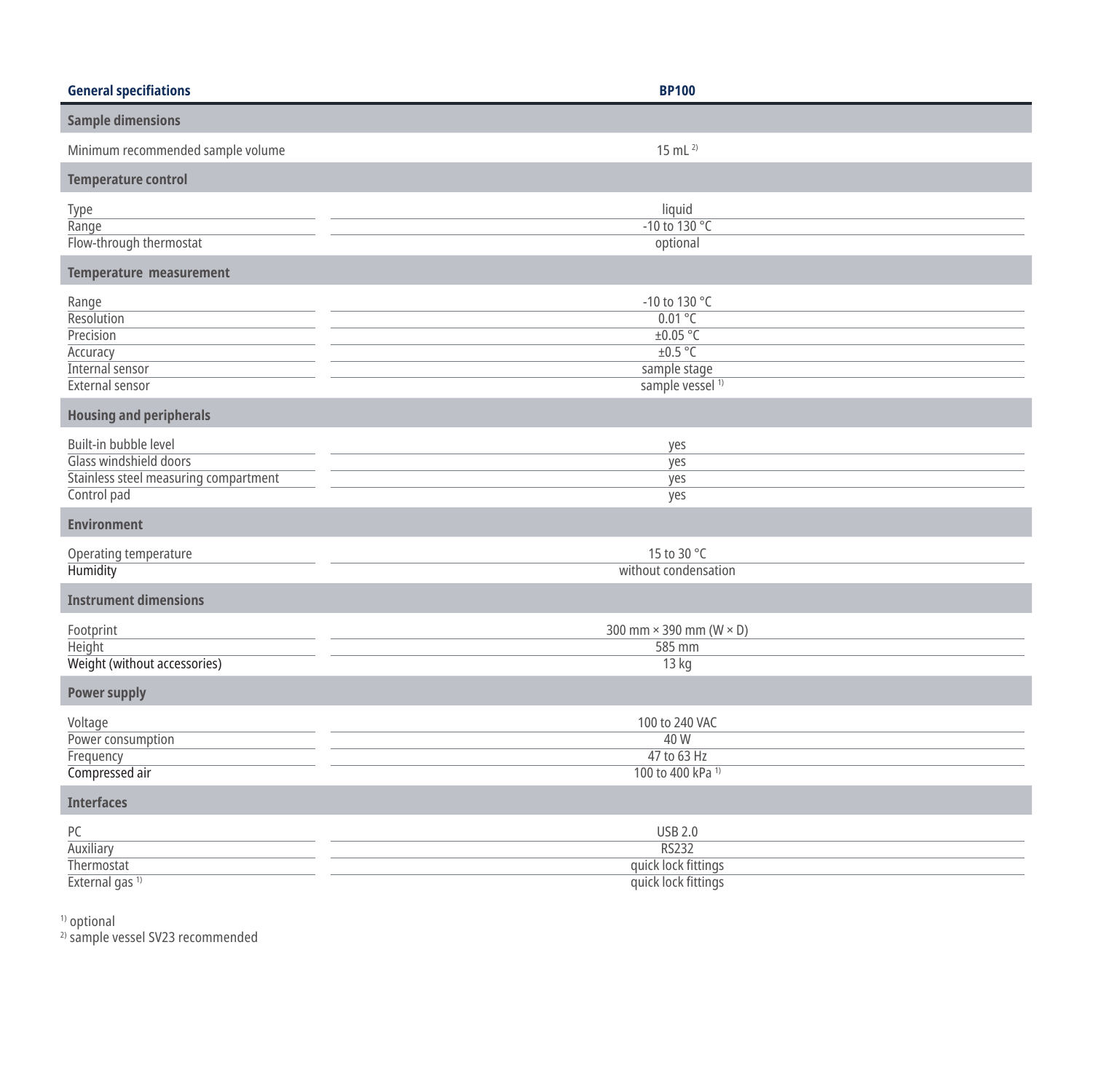| General specifications | BP100 |
| --- | --- |
| **Sample dimensions** | |
| Minimum recommended sample volume | 15 mL [2] |
| **Temperature control** | |
| Type | liquid |
| Range | -10 to 130 °C |
| Flow-through thermostat | optional |
| **Temperature measurement** | |
| Range | -10 to 130 °C |
| Resolution | 0.01 °C |
| Precision | ±0.05 °C |
| Accuracy | ±0.5 °C |
| Internal sensor | sample stage |
| External sensor | sample vessel [1] |
| **Housing and peripherals** | |
| Built-in bubble level | yes |
| Glass windshield doors | yes |
| Stainless steel measuring compartment | yes |
| Control pad | yes |
| **Environment** | |
| Operating temperature | 15 to 30 °C |
| Humidity | without condensation |
| **Instrument dimensions** | |
| Footprint | 300 mm × 390 mm (W × D) |
| Height | 585 mm |
| Weight (without accessories) | 13 kg |
| **Power supply** | |
| Voltage | 100 to 240 VAC |
| Power consumption | 40 W |
| Frequency | 47 to 63 Hz |
| Compressed air | 100 to 400 kPa [1] |
| **Interfaces** | |
| PC | USB 2.0 |
| Auxiliary | RS232 |
| Thermostat | quick lock fittings |
| External gas [1] | quick lock fittings |

[1] optional
[2] sample vessel SV23 recommended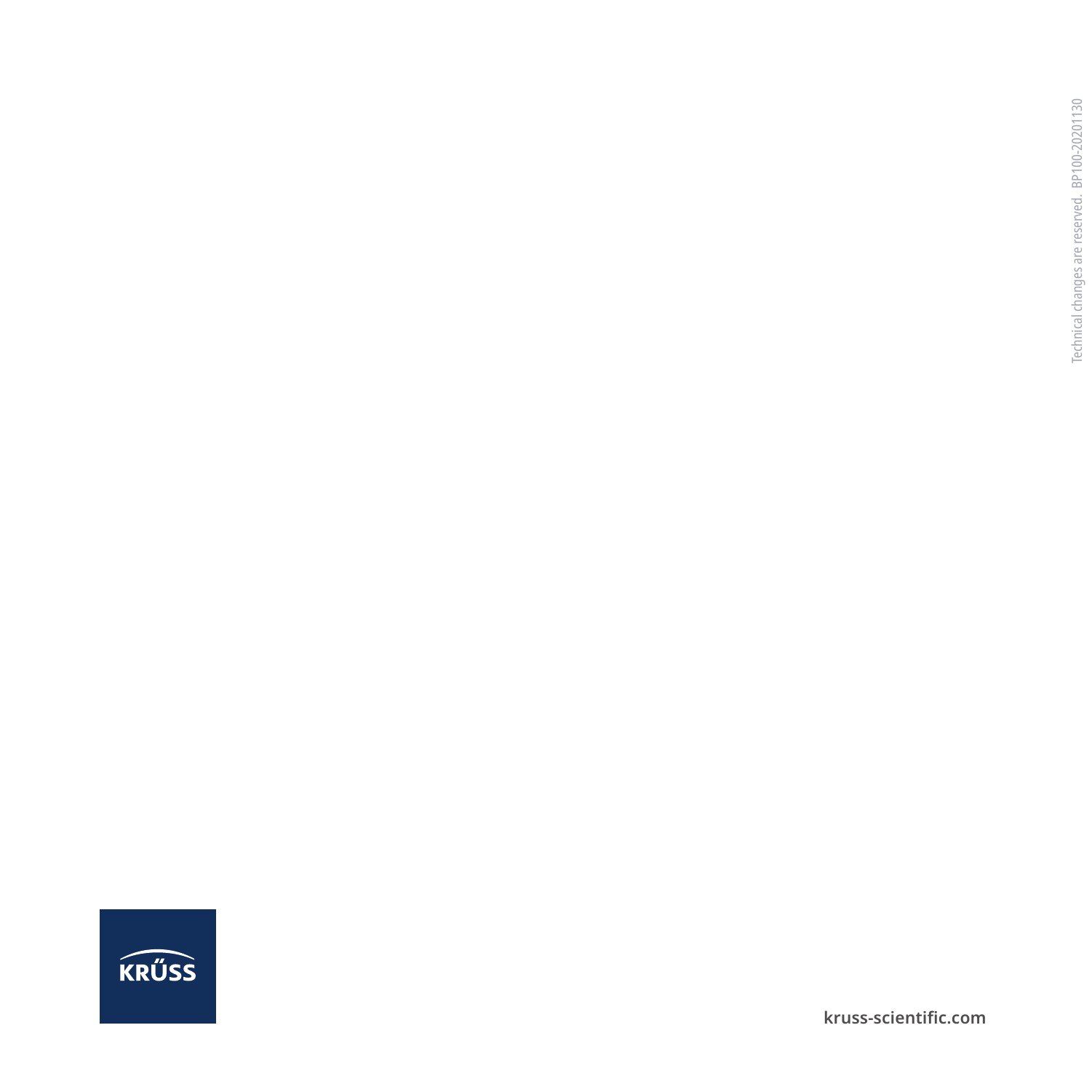Technical changes are reserved. BP100-20201130

KRÜSS

kruss-scientific.com